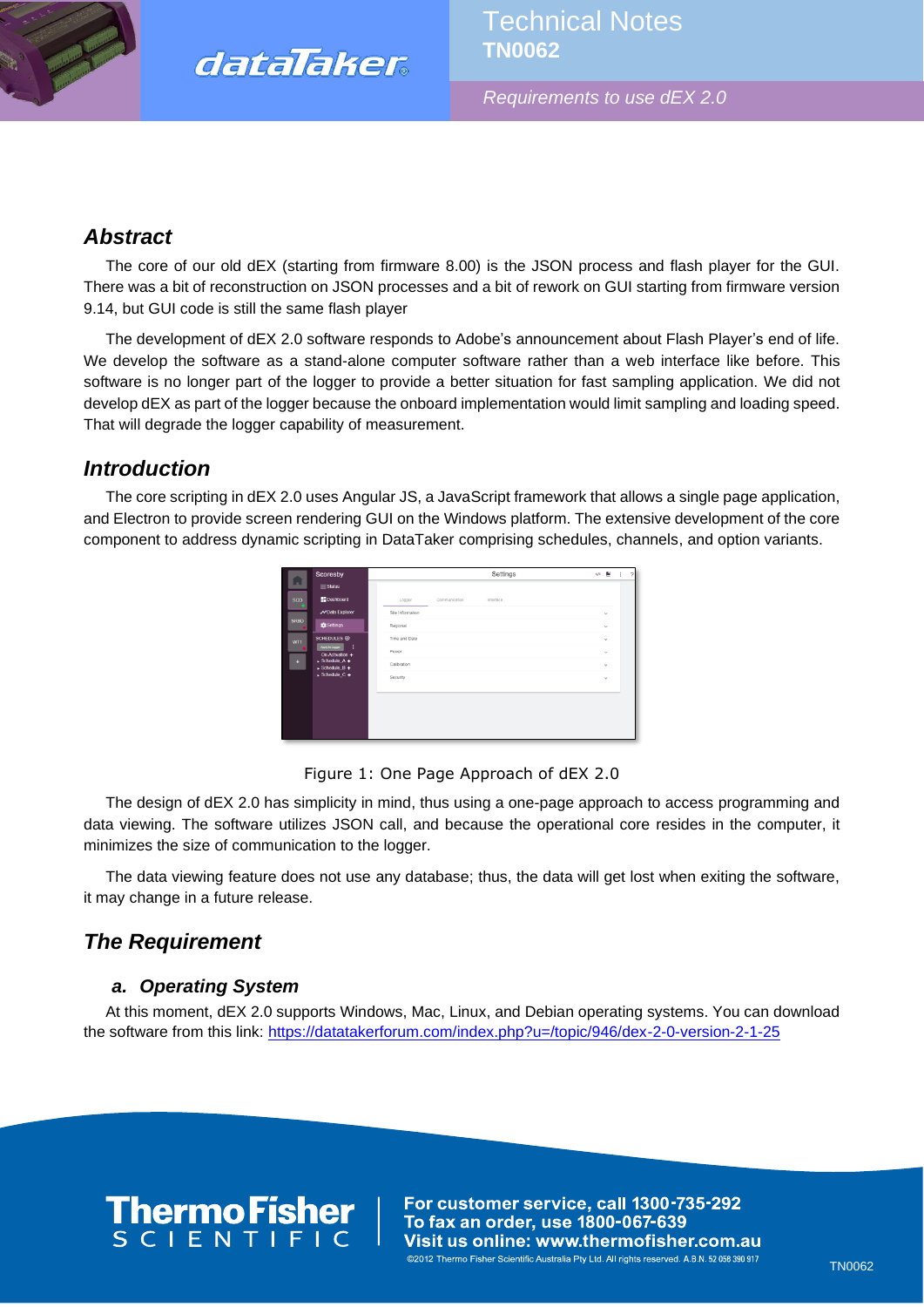# Technical Notes
**TN0062**

*Requirements to use dEX 2.0*

## *Abstract*

The core of our old dEX (starting from firmware 8.00) is the JSON process and flash player for the GUI. There was a bit of reconstruction on JSON processes and a bit of rework on GUI starting from firmware version 9.14, but GUI code is still the same flash player

The development of dEX 2.0 software responds to Adobe's announcement about Flash Player's end of life. We develop the software as a stand-alone computer software rather than a web interface like before. This software is no longer part of the logger to provide a better situation for fast sampling application. We did not develop dEX as part of the logger because the onboard implementation would limit sampling and loading speed. That will degrade the logger capability of measurement.

## *Introduction*

The core scripting in dEX 2.0 uses Angular JS, a JavaScript framework that allows a single page application, and Electron to provide screen rendering GUI on the Windows platform. The extensive development of the core component to address dynamic scripting in DataTaker comprising schedules, channels, and option variants.

Figure 1: One Page Approach of dEX 2.0

The design of dEX 2.0 has simplicity in mind, thus using a one-page approach to access programming and data viewing. The software utilizes JSON call, and because the operational core resides in the computer, it minimizes the size of communication to the logger.

The data viewing feature does not use any database; thus, the data will get lost when exiting the software, it may change in a future release.

## *The Requirement*

### *a. Operating System*

At this moment, dEX 2.0 supports Windows, Mac, Linux, and Debian operating systems. You can download the software from this link: [https://datatakerforum.com/index.php?u=/topic/946/dex-2-0-version-2-1-25](https://datatakerforum.com/index.php?u=/topic/946/dex-2-0-version-2-1-25)

For customer service, call 1300-735-292
To fax an order, use 1800-067-639
Visit us online: www.thermofisher.com.au
©2012 Thermo Fisher Scientific Australia Pty Ltd. All rights reserved. A.B.N. 52 058 390 917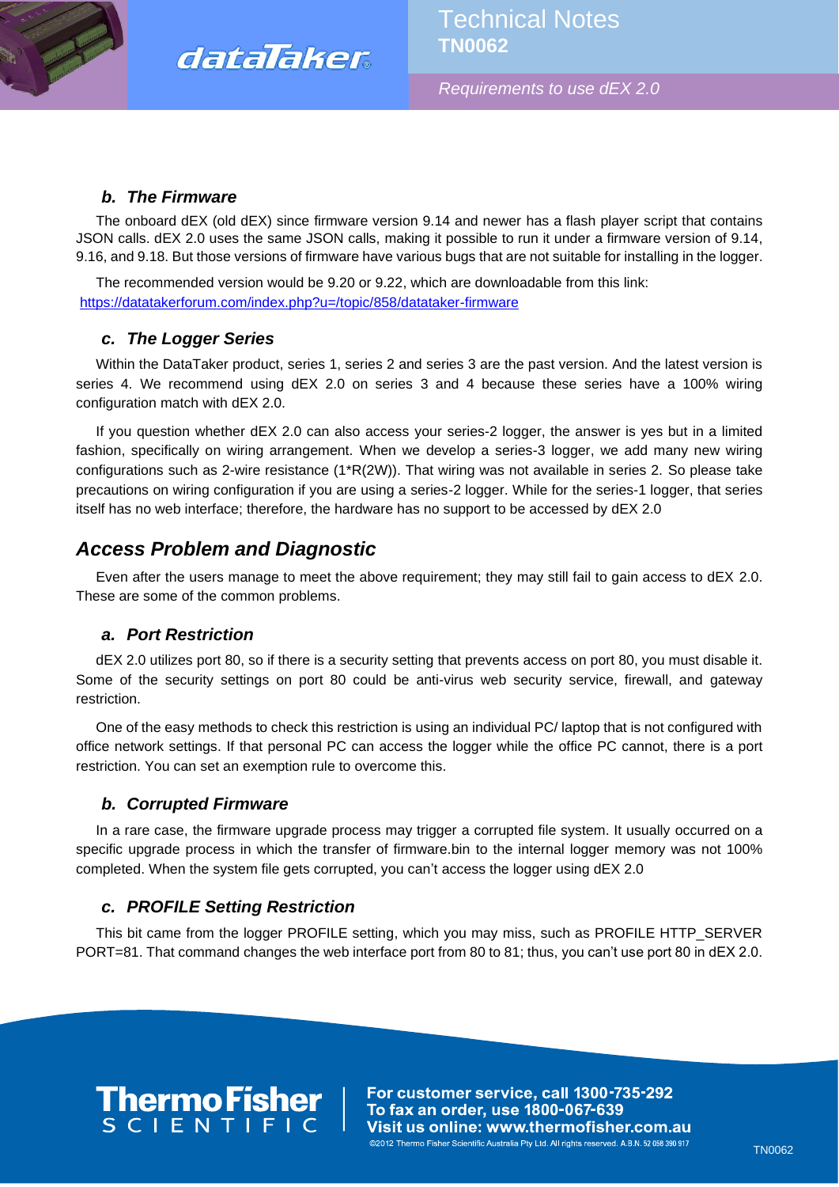### b. The Firmware

The onboard dEX (old dEX) since firmware version 9.14 and newer has a flash player script that contains JSON calls. dEX 2.0 uses the same JSON calls, making it possible to run it under a firmware version of 9.14, 9.16, and 9.18. But those versions of firmware have various bugs that are not suitable for installing in the logger.

The recommended version would be 9.20 or 9.22, which are downloadable from this link:
https://datatakerforum.com/index.php?u=/topic/858/datataker-firmware

### c. The Logger Series

Within the DataTaker product, series 1, series 2 and series 3 are the past version. And the latest version is series 4. We recommend using dEX 2.0 on series 3 and 4 because these series have a 100% wiring configuration match with dEX 2.0.

If you question whether dEX 2.0 can also access your series-2 logger, the answer is yes but in a limited fashion, specifically on wiring arrangement. When we develop a series-3 logger, we add many new wiring configurations such as 2-wire resistance (1*R(2W)). That wiring was not available in series 2. So please take precautions on wiring configuration if you are using a series-2 logger. While for the series-1 logger, that series itself has no web interface; therefore, the hardware has no support to be accessed by dEX 2.0

## Access Problem and Diagnostic

Even after the users manage to meet the above requirement; they may still fail to gain access to dEX 2.0. These are some of the common problems.

### a. Port Restriction

dEX 2.0 utilizes port 80, so if there is a security setting that prevents access on port 80, you must disable it. Some of the security settings on port 80 could be anti-virus web security service, firewall, and gateway restriction.

One of the easy methods to check this restriction is using an individual PC/ laptop that is not configured with office network settings. If that personal PC can access the logger while the office PC cannot, there is a port restriction. You can set an exemption rule to overcome this.

### b. Corrupted Firmware

In a rare case, the firmware upgrade process may trigger a corrupted file system. It usually occurred on a specific upgrade process in which the transfer of firmware.bin to the internal logger memory was not 100% completed. When the system file gets corrupted, you can't access the logger using dEX 2.0

### c. PROFILE Setting Restriction

This bit came from the logger PROFILE setting, which you may miss, such as PROFILE HTTP_SERVER PORT=81. That command changes the web interface port from 80 to 81; thus, you can't use port 80 in dEX 2.0.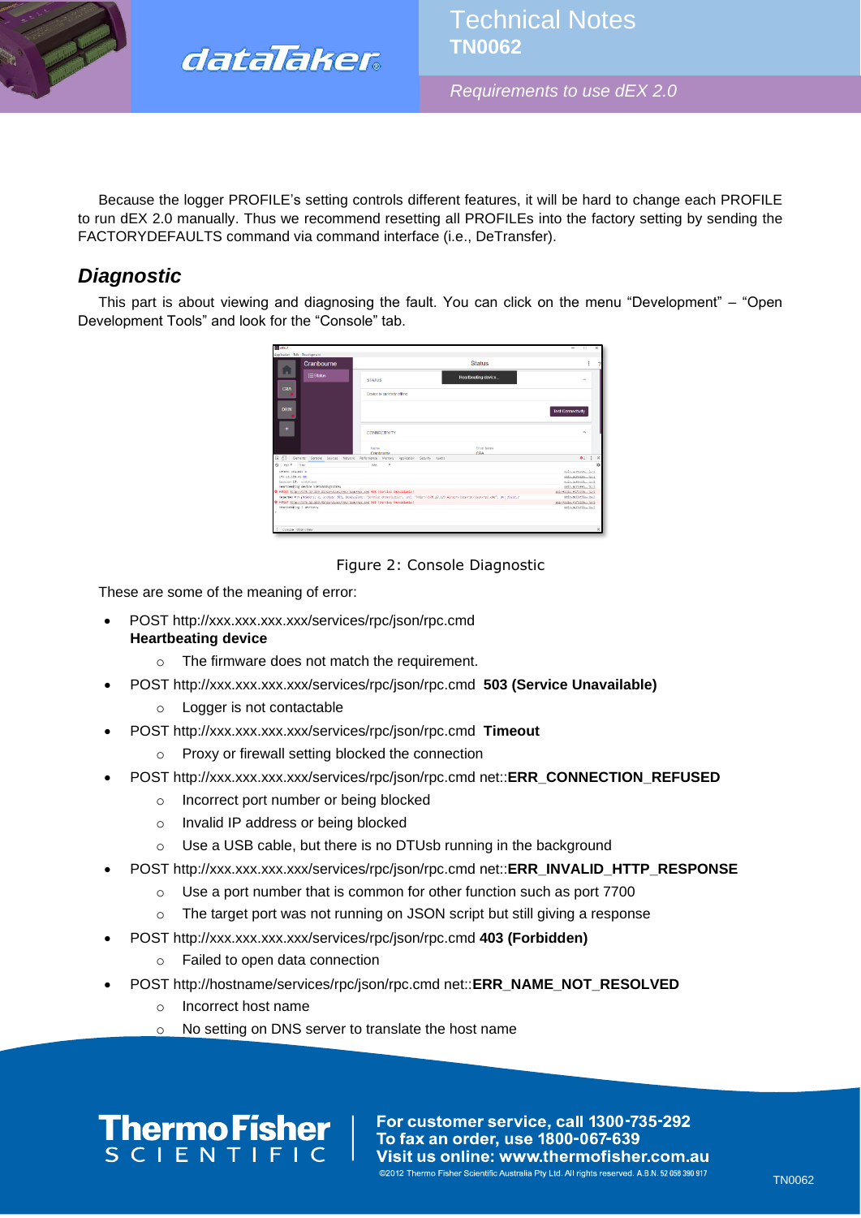Because the logger PROFILE's setting controls different features, it will be hard to change each PROFILE to run dEX 2.0 manually. Thus we recommend resetting all PROFILEs into the factory setting by sending the FACTORYDEFAULTS command via command interface (i.e., DeTransfer).

## *Diagnostic*

This part is about viewing and diagnosing the fault. You can click on the menu "Development" – "Open Development Tools" and look for the "Console" tab.

Figure 2: Console Diagnostic

These are some of the meaning of error:

- POST http://xxx.xxx.xxx.xxx/services/rpc/json/rpc.cmd **Heartbeating device**
  - The firmware does not match the requirement.
- POST http://xxx.xxx.xxx.xxx/services/rpc/json/rpc.cmd **503 (Service Unavailable)**
  - Logger is not contactable
- POST http://xxx.xxx.xxx.xxx/services/rpc/json/rpc.cmd **Timeout**
  - Proxy or firewall setting blocked the connection
- POST http://xxx.xxx.xxx.xxx/services/rpc/json/rpc.cmd net::**ERR_CONNECTION_REFUSED**
  - Incorrect port number or being blocked
  - Invalid IP address or being blocked
  - Use a USB cable, but there is no DTUsb running in the background
- POST http://xxx.xxx.xxx.xxx/services/rpc/json/rpc.cmd net::**ERR_INVALID_HTTP_RESPONSE**
  - Use a port number that is common for other function such as port 7700
  - The target port was not running on JSON script but still giving a response
- POST http://xxx.xxx.xxx.xxx/services/rpc/json/rpc.cmd **403 (Forbidden)**
  - Failed to open data connection
- POST http://hostname/services/rpc/json/rpc.cmd net::**ERR_NAME_NOT_RESOLVED**
  - Incorrect host name
  - No setting on DNS server to translate the host name

For customer service, call 1300-735-292
To fax an order, use 1800-067-639
Visit us online: www.thermofisher.com.au
©2012 Thermo Fisher Scientific Australia Pty Ltd. All rights reserved. A.B.N. 52 058 390 917